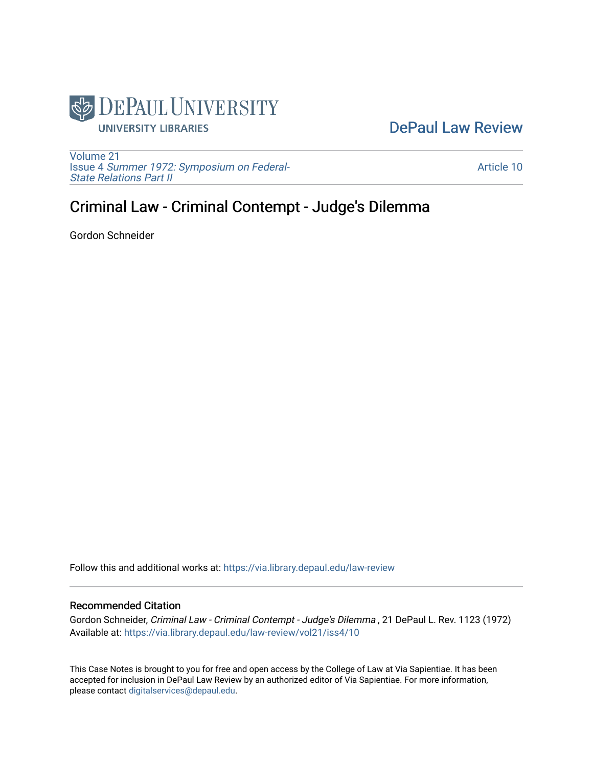DePaul University
UNIVERSITY LIBRARIES

[DePaul Law Review](https://via.library.depaul.edu/law-review)

Volume 21
Issue 4 *Summer 1972: Symposium on Federal-State Relations Part II*

Article 10

# Criminal Law - Criminal Contempt - Judge's Dilemma

Gordon Schneider

Follow this and additional works at: https://via.library.depaul.edu/law-review

## Recommended Citation

Gordon Schneider, *Criminal Law - Criminal Contempt - Judge's Dilemma* , 21 DePaul L. Rev. 1123 (1972)
Available at: https://via.library.depaul.edu/law-review/vol21/iss4/10

This Case Notes is brought to you for free and open access by the College of Law at Via Sapientiae. It has been accepted for inclusion in DePaul Law Review by an authorized editor of Via Sapientiae. For more information, please contact digitalservices@depaul.edu.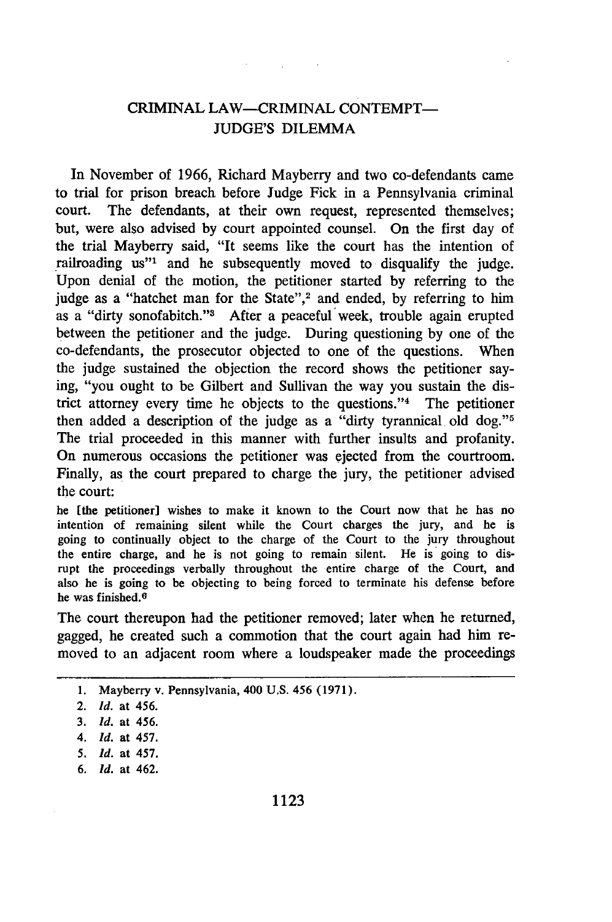## CRIMINAL LAW—CRIMINAL CONTEMPT— JUDGE'S DILEMMA

In November of 1966, Richard Mayberry and two co-defendants came to trial for prison breach before Judge Fick in a Pennsylvania criminal court. The defendants, at their own request, represented themselves; but, were also advised by court appointed counsel. On the first day of the trial Mayberry said, "It seems like the court has the intention of railroading us"[1] and he subsequently moved to disqualify the judge. Upon denial of the motion, the petitioner started by referring to the judge as a "hatchet man for the State",[2] and ended, by referring to him as a "dirty sonofabitch."[3] After a peaceful week, trouble again erupted between the petitioner and the judge. During questioning by one of the co-defendants, the prosecutor objected to one of the questions. When the judge sustained the objection the record shows the petitioner saying, "you ought to be Gilbert and Sullivan the way you sustain the district attorney every time he objects to the questions."[4] The petitioner then added a description of the judge as a "dirty tyrannical old dog."[5] The trial proceeded in this manner with further insults and profanity. On numerous occasions the petitioner was ejected from the courtroom. Finally, as the court prepared to charge the jury, the petitioner advised the court:

> he [the petitioner] wishes to make it known to the Court now that he has no intention of remaining silent while the Court charges the jury, and he is going to continually object to the charge of the Court to the jury throughout the entire charge, and he is not going to remain silent. He is going to disrupt the proceedings verbally throughout the entire charge of the Court, and also he is going to be objecting to being forced to terminate his defense before he was finished.[6]

The court thereupon had the petitioner removed; later when he returned, gagged, he created such a commotion that the court again had him removed to an adjacent room where a loudspeaker made the proceedings

---

1. Mayberry v. Pennsylvania, 400 U.S. 456 (1971).
2. *Id.* at 456.
3. *Id.* at 456.
4. *Id.* at 457.
5. *Id.* at 457.
6. *Id.* at 462.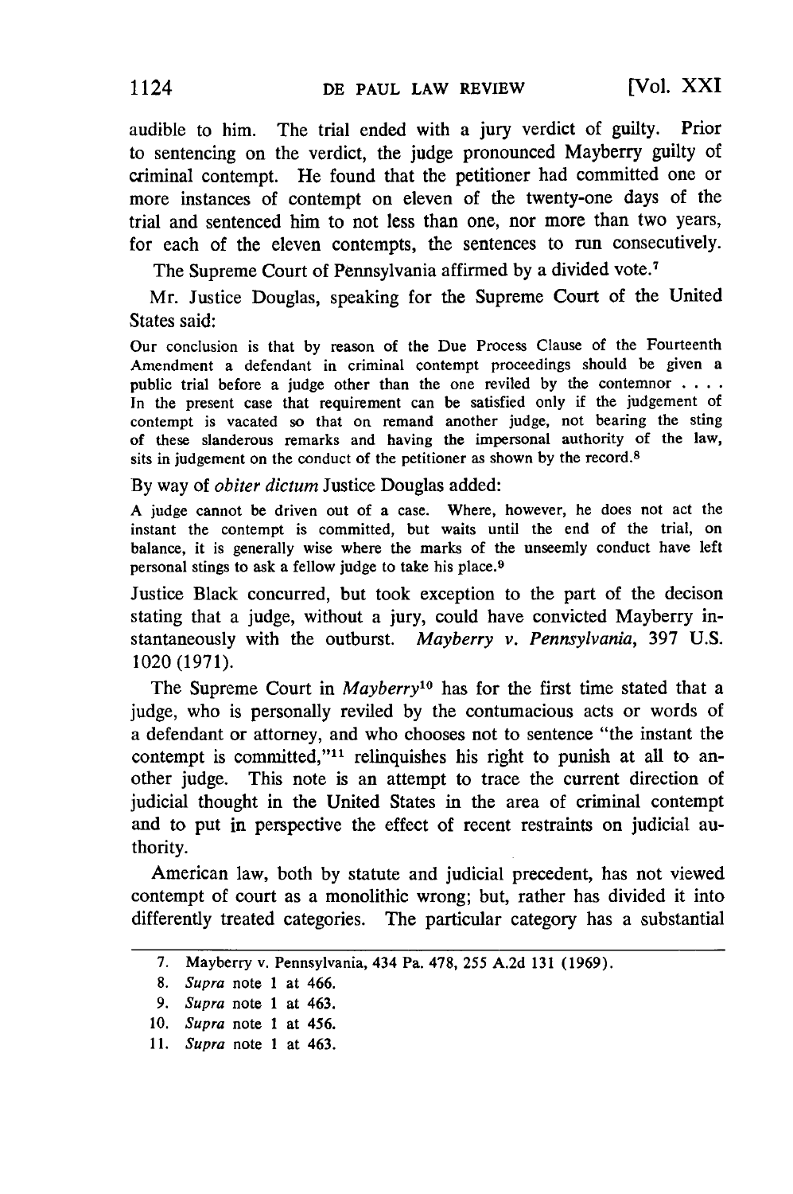audible to him. The trial ended with a jury verdict of guilty. Prior to sentencing on the verdict, the judge pronounced Mayberry guilty of criminal contempt. He found that the petitioner had committed one or more instances of contempt on eleven of the twenty-one days of the trial and sentenced him to not less than one, nor more than two years, for each of the eleven contempts, the sentences to run consecutively.

The Supreme Court of Pennsylvania affirmed by a divided vote.[7]

Mr. Justice Douglas, speaking for the Supreme Court of the United States said:

> Our conclusion is that by reason of the Due Process Clause of the Fourteenth Amendment a defendant in criminal contempt proceedings should be given a public trial before a judge other than the one reviled by the contemnor . . . . In the present case that requirement can be satisfied only if the judgement of contempt is vacated so that on remand another judge, not bearing the sting of these slanderous remarks and having the impersonal authority of the law, sits in judgement on the conduct of the petitioner as shown by the record.[8]

By way of *obiter dictum* Justice Douglas added:

> A judge cannot be driven out of a case. Where, however, he does not act the instant the contempt is committed, but waits until the end of the trial, on balance, it is generally wise where the marks of the unseemly conduct have left personal stings to ask a fellow judge to take his place.[9]

Justice Black concurred, but took exception to the part of the decison stating that a judge, without a jury, could have convicted Mayberry instantaneously with the outburst. *Mayberry v. Pennsylvania*, 397 U.S. 1020 (1971).

The Supreme Court in *Mayberry*[10] has for the first time stated that a judge, who is personally reviled by the contumacious acts or words of a defendant or attorney, and who chooses not to sentence "the instant the contempt is committed,"[11] relinquishes his right to punish at all to another judge. This note is an attempt to trace the current direction of judicial thought in the United States in the area of criminal contempt and to put in perspective the effect of recent restraints on judicial authority.

American law, both by statute and judicial precedent, has not viewed contempt of court as a monolithic wrong; but, rather has divided it into differently treated categories. The particular category has a substantial

---

7. Mayberry v. Pennsylvania, 434 Pa. 478, 255 A.2d 131 (1969).
8. *Supra* note 1 at 466.
9. *Supra* note 1 at 463.
10. *Supra* note 1 at 456.
11. *Supra* note 1 at 463.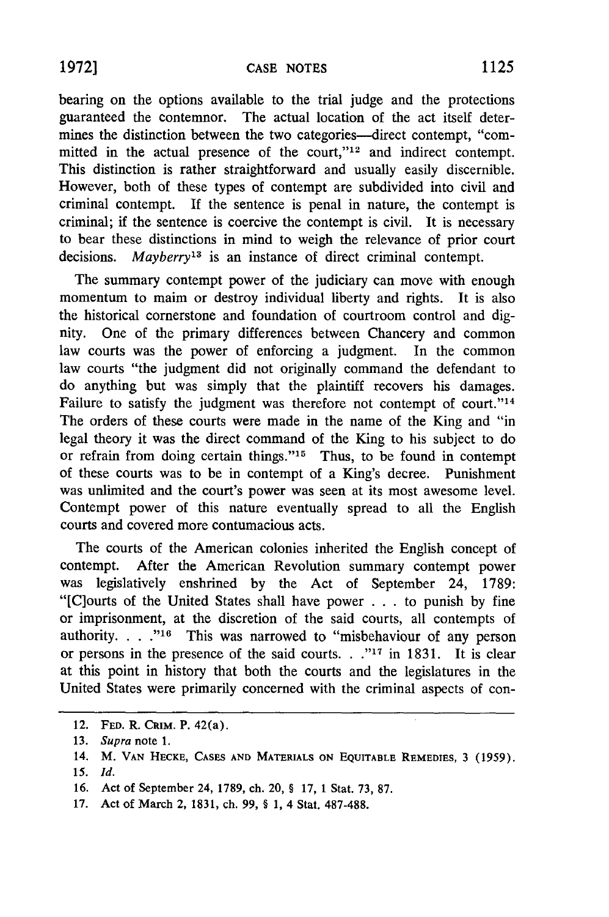bearing on the options available to the trial judge and the protections guaranteed the contemnor. The actual location of the act itself determines the distinction between the two categories—direct contempt, "committed in the actual presence of the court,"[12] and indirect contempt. This distinction is rather straightforward and usually easily discernible. However, both of these types of contempt are subdivided into civil and criminal contempt. If the sentence is penal in nature, the contempt is criminal; if the sentence is coercive the contempt is civil. It is necessary to bear these distinctions in mind to weigh the relevance of prior court decisions. *Mayberry*[13] is an instance of direct criminal contempt.

The summary contempt power of the judiciary can move with enough momentum to maim or destroy individual liberty and rights. It is also the historical cornerstone and foundation of courtroom control and dignity. One of the primary differences between Chancery and common law courts was the power of enforcing a judgment. In the common law courts "the judgment did not originally command the defendant to do anything but was simply that the plaintiff recovers his damages. Failure to satisfy the judgment was therefore not contempt of court."[14] The orders of these courts were made in the name of the King and "in legal theory it was the direct command of the King to his subject to do or refrain from doing certain things."[15] Thus, to be found in contempt of these courts was to be in contempt of a King's decree. Punishment was unlimited and the court's power was seen at its most awesome level. Contempt power of this nature eventually spread to all the English courts and covered more contumacious acts.

The courts of the American colonies inherited the English concept of contempt. After the American Revolution summary contempt power was legislatively enshrined by the Act of September 24, 1789: "[C]ourts of the United States shall have power . . . to punish by fine or imprisonment, at the discretion of the said courts, all contempts of authority. . . ."[16] This was narrowed to "misbehaviour of any person or persons in the presence of the said courts. . ."[17] in 1831. It is clear at this point in history that both the courts and the legislatures in the United States were primarily concerned with the criminal aspects of con-

---

12. FED. R. CRIM. P. 42(a).

13. *Supra* note 1.

14. M. VAN HECKE, CASES AND MATERIALS ON EQUITABLE REMEDIES, 3 (1959).

15. *Id.*

16. Act of September 24, 1789, ch. 20, § 17, 1 Stat. 73, 87.

17. Act of March 2, 1831, ch. 99, § 1, 4 Stat. 487-488.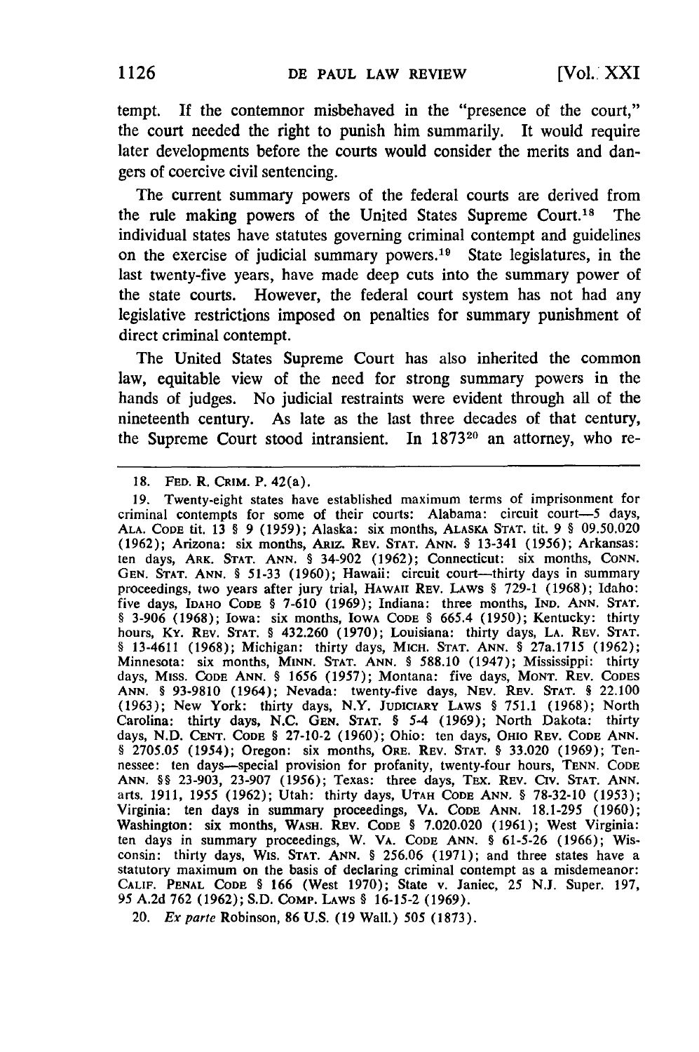tempt. If the contemnor misbehaved in the "presence of the court," the court needed the right to punish him summarily. It would require later developments before the courts would consider the merits and dangers of coercive civil sentencing.

The current summary powers of the federal courts are derived from the rule making powers of the United States Supreme Court.[18] The individual states have statutes governing criminal contempt and guidelines on the exercise of judicial summary powers.[19] State legislatures, in the last twenty-five years, have made deep cuts into the summary power of the state courts. However, the federal court system has not had any legislative restrictions imposed on penalties for summary punishment of direct criminal contempt.

The United States Supreme Court has also inherited the common law, equitable view of the need for strong summary powers in the hands of judges. No judicial restraints were evident through all of the nineteenth century. As late as the last three decades of that century, the Supreme Court stood intransient. In 1873[20] an attorney, who re-

---

18. FED. R. CRIM. P. 42(a).

19. Twenty-eight states have established maximum terms of imprisonment for criminal contempts for some of their courts: Alabama: circuit court—5 days, ALA. CODE tit. 13 § 9 (1959); Alaska: six months, ALASKA STAT. tit. 9 § 09.50.020 (1962); Arizona: six months, ARIZ. REV. STAT. ANN. § 13-341 (1956); Arkansas: ten days, ARK. STAT. ANN. § 34-902 (1962); Connecticut: six months, CONN. GEN. STAT. ANN. § 51-33 (1960); Hawaii: circuit court—thirty days in summary proceedings, two years after jury trial, HAWAII REV. LAWS § 729-1 (1968); Idaho: five days, IDAHO CODE § 7-610 (1969); Indiana: three months, IND. ANN. STAT. § 3-906 (1968); Iowa: six months, IOWA CODE § 665.4 (1950); Kentucky: thirty hours, KY. REV. STAT. § 432.260 (1970); Louisiana: thirty days, LA. REV. STAT. § 13-4611 (1968); Michigan: thirty days, MICH. STAT. ANN. § 27a.1715 (1962); Minnesota: six months, MINN. STAT. ANN. § 588.10 (1947); Mississippi: thirty days, MISS. CODE ANN. § 1656 (1957); Montana: five days, MONT. REV. CODES ANN. § 93-9810 (1964); Nevada: twenty-five days, NEV. REV. STAT. § 22.100 (1963); New York: thirty days, N.Y. JUDICIARY LAWS § 751.1 (1968); North Carolina: thirty days, N.C. GEN. STAT. § 5-4 (1969); North Dakota: thirty days, N.D. CENT. CODE § 27-10-2 (1960); Ohio: ten days, OHIO REV. CODE ANN. § 2705.05 (1954); Oregon: six months, ORE. REV. STAT. § 33.020 (1969); Tennessee: ten days—special provision for profanity, twenty-four hours, TENN. CODE ANN. §§ 23-903, 23-907 (1956); Texas: three days, TEX. REV. CIV. STAT. ANN. arts. 1911, 1955 (1962); Utah: thirty days, UTAH CODE ANN. § 78-32-10 (1953); Virginia: ten days in summary proceedings, VA. CODE ANN. 18.1-295 (1960); Washington: six months, WASH. REV. CODE § 7.020.020 (1961); West Virginia: ten days in summary proceedings, W. VA. CODE ANN. § 61-5-26 (1966); Wisconsin: thirty days, WIS. STAT. ANN. § 256.06 (1971); and three states have a statutory maximum on the basis of declaring criminal contempt as a misdemeanor: CALIF. PENAL CODE § 166 (West 1970); State v. Janiec, 25 N.J. Super. 197, 95 A.2d 762 (1962); S.D. COMP. LAWS § 16-15-2 (1969).

20. *Ex parte* Robinson, 86 U.S. (19 Wall.) 505 (1873).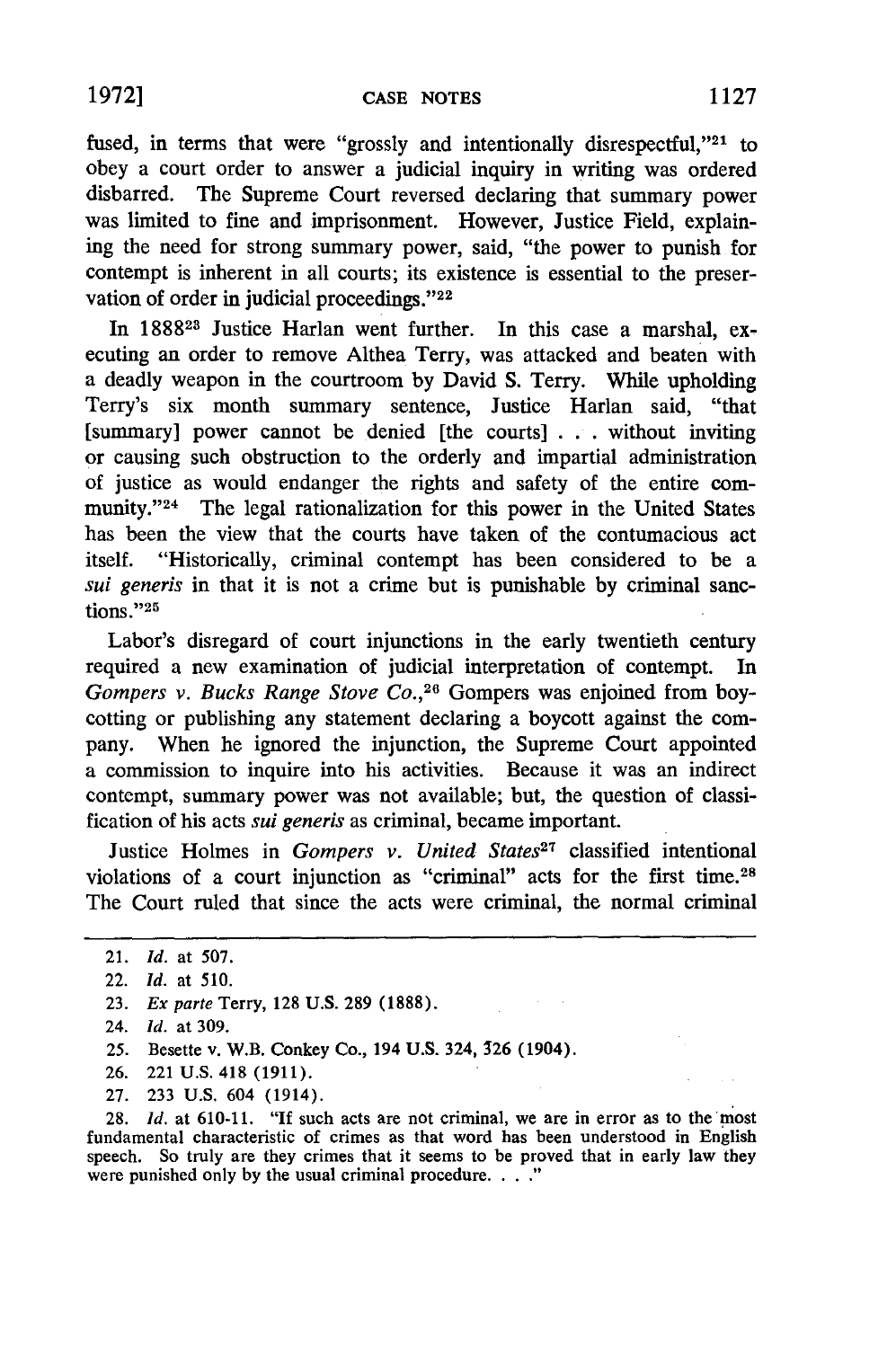fused, in terms that were "grossly and intentionally disrespectful,"[21] to obey a court order to answer a judicial inquiry in writing was ordered disbarred. The Supreme Court reversed declaring that summary power was limited to fine and imprisonment. However, Justice Field, explaining the need for strong summary power, said, "the power to punish for contempt is inherent in all courts; its existence is essential to the preservation of order in judicial proceedings."[22]

In 1888[23] Justice Harlan went further. In this case a marshal, executing an order to remove Althea Terry, was attacked and beaten with a deadly weapon in the courtroom by David S. Terry. While upholding Terry's six month summary sentence, Justice Harlan said, "that [summary] power cannot be denied [the courts] . . . without inviting or causing such obstruction to the orderly and impartial administration of justice as would endanger the rights and safety of the entire community."[24] The legal rationalization for this power in the United States has been the view that the courts have taken of the contumacious act itself. "Historically, criminal contempt has been considered to be a *sui generis* in that it is not a crime but is punishable by criminal sanctions."[25]

Labor's disregard of court injunctions in the early twentieth century required a new examination of judicial interpretation of contempt. In *Gompers v. Bucks Range Stove Co.*,[26] Gompers was enjoined from boycotting or publishing any statement declaring a boycott against the company. When he ignored the injunction, the Supreme Court appointed a commission to inquire into his activities. Because it was an indirect contempt, summary power was not available; but, the question of classification of his acts *sui generis* as criminal, became important.

Justice Holmes in *Gompers v. United States*[27] classified intentional violations of a court injunction as "criminal" acts for the first time.[28] The Court ruled that since the acts were criminal, the normal criminal

---

21. *Id.* at 507.
22. *Id.* at 510.
23. *Ex parte* Terry, 128 U.S. 289 (1888).
24. *Id.* at 309.
25. Besette v. W.B. Conkey Co., 194 U.S. 324, 326 (1904).
26. 221 U.S. 418 (1911).
27. 233 U.S. 604 (1914).
28. *Id.* at 610-11. "If such acts are not criminal, we are in error as to the most fundamental characteristic of crimes as that word has been understood in English speech. So truly are they crimes that it seems to be proved that in early law they were punished only by the usual criminal procedure. . . ."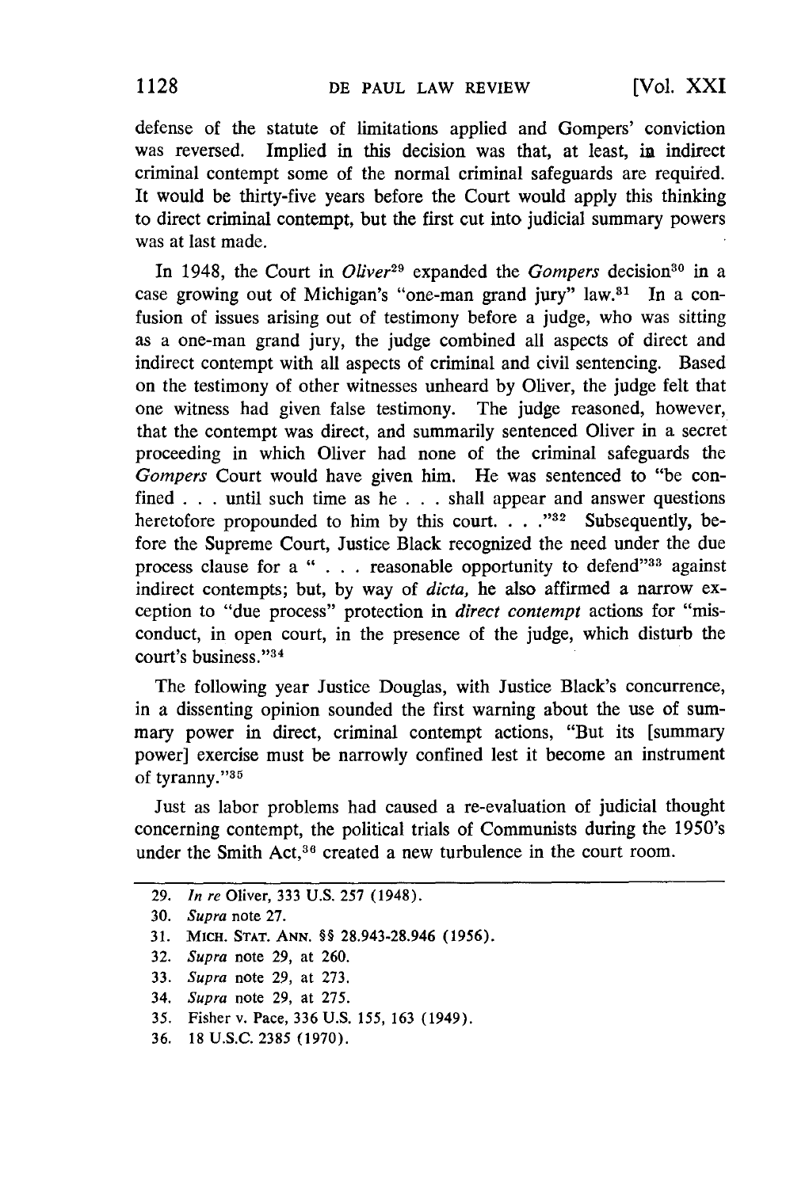defense of the statute of limitations applied and Gompers' conviction was reversed. Implied in this decision was that, at least, in indirect criminal contempt some of the normal criminal safeguards are required. It would be thirty-five years before the Court would apply this thinking to direct criminal contempt, but the first cut into judicial summary powers was at last made.

In 1948, the Court in *Oliver*[29] expanded the *Gompers* decision[30] in a case growing out of Michigan's "one-man grand jury" law.[31] In a confusion of issues arising out of testimony before a judge, who was sitting as a one-man grand jury, the judge combined all aspects of direct and indirect contempt with all aspects of criminal and civil sentencing. Based on the testimony of other witnesses unheard by Oliver, the judge felt that one witness had given false testimony. The judge reasoned, however, that the contempt was direct, and summarily sentenced Oliver in a secret proceeding in which Oliver had none of the criminal safeguards the *Gompers* Court would have given him. He was sentenced to "be confined . . . until such time as he . . . shall appear and answer questions heretofore propounded to him by this court. . . ."[32] Subsequently, before the Supreme Court, Justice Black recognized the need under the due process clause for a " . . . reasonable opportunity to defend"[33] against indirect contempts; but, by way of *dicta,* he also affirmed a narrow exception to "due process" protection in *direct contempt* actions for "misconduct, in open court, in the presence of the judge, which disturb the court's business."[34]

The following year Justice Douglas, with Justice Black's concurrence, in a dissenting opinion sounded the first warning about the use of summary power in direct, criminal contempt actions, "But its [summary power] exercise must be narrowly confined lest it become an instrument of tyranny."[35]

Just as labor problems had caused a re-evaluation of judicial thought concerning contempt, the political trials of Communists during the 1950's under the Smith Act,[36] created a new turbulence in the court room.

---

29. *In re* Oliver, 333 U.S. 257 (1948).
30. *Supra* note 27.
31. MICH. STAT. ANN. §§ 28.943-28.946 (1956).
32. *Supra* note 29, at 260.
33. *Supra* note 29, at 273.
34. *Supra* note 29, at 275.
35. Fisher v. Pace, 336 U.S. 155, 163 (1949).
36. 18 U.S.C. 2385 (1970).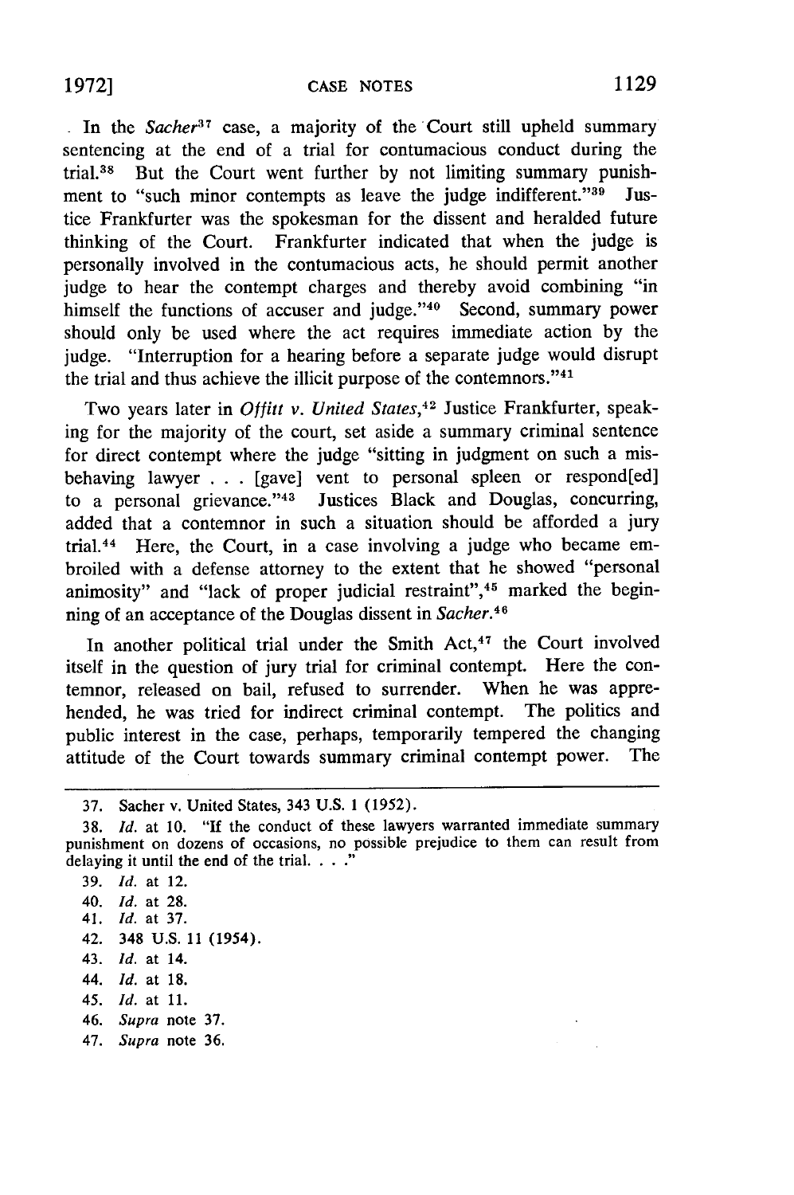In the *Sacher*[37] case, a majority of the Court still upheld summary sentencing at the end of a trial for contumacious conduct during the trial.[38] But the Court went further by not limiting summary punishment to "such minor contempts as leave the judge indifferent."[39] Justice Frankfurter was the spokesman for the dissent and heralded future thinking of the Court. Frankfurter indicated that when the judge is personally involved in the contumacious acts, he should permit another judge to hear the contempt charges and thereby avoid combining "in himself the functions of accuser and judge."[40] Second, summary power should only be used where the act requires immediate action by the judge. "Interruption for a hearing before a separate judge would disrupt the trial and thus achieve the illicit purpose of the contemnors."[41]

Two years later in *Offitt v. United States*,[42] Justice Frankfurter, speaking for the majority of the court, set aside a summary criminal sentence for direct contempt where the judge "sitting in judgment on such a misbehaving lawyer . . . [gave] vent to personal spleen or respond[ed] to a personal grievance."[43] Justices Black and Douglas, concurring, added that a contemnor in such a situation should be afforded a jury trial.[44] Here, the Court, in a case involving a judge who became embroiled with a defense attorney to the extent that he showed "personal animosity" and "lack of proper judicial restraint",[45] marked the beginning of an acceptance of the Douglas dissent in *Sacher*.[46]

In another political trial under the Smith Act,[47] the Court involved itself in the question of jury trial for criminal contempt. Here the contemnor, released on bail, refused to surrender. When he was apprehended, he was tried for indirect criminal contempt. The politics and public interest in the case, perhaps, temporarily tempered the changing attitude of the Court towards summary criminal contempt power. The

---

37. Sacher v. United States, 343 U.S. 1 (1952).

38. *Id.* at 10. "If the conduct of these lawyers warranted immediate summary punishment on dozens of occasions, no possible prejudice to them can result from delaying it until the end of the trial. . . ."

39. *Id.* at 12.

40. *Id.* at 28.

41. *Id.* at 37.

42. 348 U.S. 11 (1954).

43. *Id.* at 14.

44. *Id.* at 18.

45. *Id.* at 11.

46. *Supra* note 37.

47. *Supra* note 36.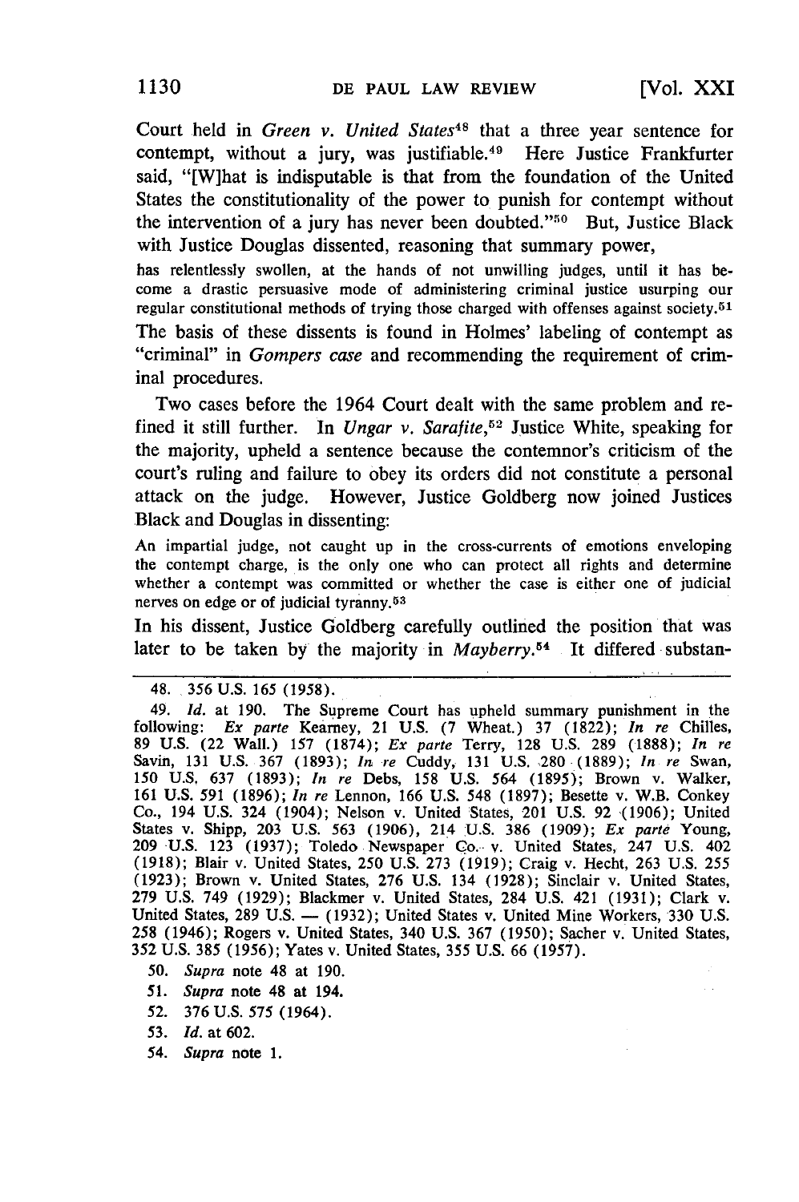Court held in *Green v. United States*[48] that a three year sentence for contempt, without a jury, was justifiable.[49] Here Justice Frankfurter said, "[W]hat is indisputable is that from the foundation of the United States the constitutionality of the power to punish for contempt without the intervention of a jury has never been doubted."[50] But, Justice Black with Justice Douglas dissented, reasoning that summary power,

> has relentlessly swollen, at the hands of not unwilling judges, until it has become a drastic persuasive mode of administering criminal justice usurping our regular constitutional methods of trying those charged with offenses against society.[51]

The basis of these dissents is found in Holmes' labeling of contempt as "criminal" in *Gompers case* and recommending the requirement of criminal procedures.

Two cases before the 1964 Court dealt with the same problem and refined it still further. In *Ungar v. Sarafite*,[52] Justice White, speaking for the majority, upheld a sentence because the contemnor's criticism of the court's ruling and failure to obey its orders did not constitute a personal attack on the judge. However, Justice Goldberg now joined Justices Black and Douglas in dissenting:

> An impartial judge, not caught up in the cross-currents of emotions enveloping the contempt charge, is the only one who can protect all rights and determine whether a contempt was committed or whether the case is either one of judicial nerves on edge or of judicial tyranny.[53]

In his dissent, Justice Goldberg carefully outlined the position that was later to be taken by the majority in *Mayberry*.[54] It differed substan-

---

48. 356 U.S. 165 (1958).

49. *Id.* at 190. The Supreme Court has upheld summary punishment in the following: *Ex parte* Kearney, 21 U.S. (7 Wheat.) 37 (1822); *In re* Chilles, 89 U.S. (22 Wall.) 157 (1874); *Ex parte* Terry, 128 U.S. 289 (1888); *In re* Savin, 131 U.S. 367 (1893); *In re* Cuddy, 131 U.S. 280 (1889); *In re* Swan, 150 U.S. 637 (1893); *In re* Debs, 158 U.S. 564 (1895); Brown v. Walker, 161 U.S. 591 (1896); *In re* Lennon, 166 U.S. 548 (1897); Besette v. W.B. Conkey Co., 194 U.S. 324 (1904); Nelson v. United States, 201 U.S. 92 (1906); United States v. Shipp, 203 U.S. 563 (1906), 214 U.S. 386 (1909); *Ex parte* Young, 209 U.S. 123 (1937); Toledo Newspaper Co. v. United States, 247 U.S. 402 (1918); Blair v. United States, 250 U.S. 273 (1919); Craig v. Hecht, 263 U.S. 255 (1923); Brown v. United States, 276 U.S. 134 (1928); Sinclair v. United States, 279 U.S. 749 (1929); Blackmer v. United States, 284 U.S. 421 (1931); Clark v. United States, 289 U.S. — (1932); United States v. United Mine Workers, 330 U.S. 258 (1946); Rogers v. United States, 340 U.S. 367 (1950); Sacher v. United States, 352 U.S. 385 (1956); Yates v. United States, 355 U.S. 66 (1957).

50. *Supra* note 48 at 190.

51. *Supra* note 48 at 194.

52. 376 U.S. 575 (1964).

53. *Id.* at 602.

54. *Supra* note 1.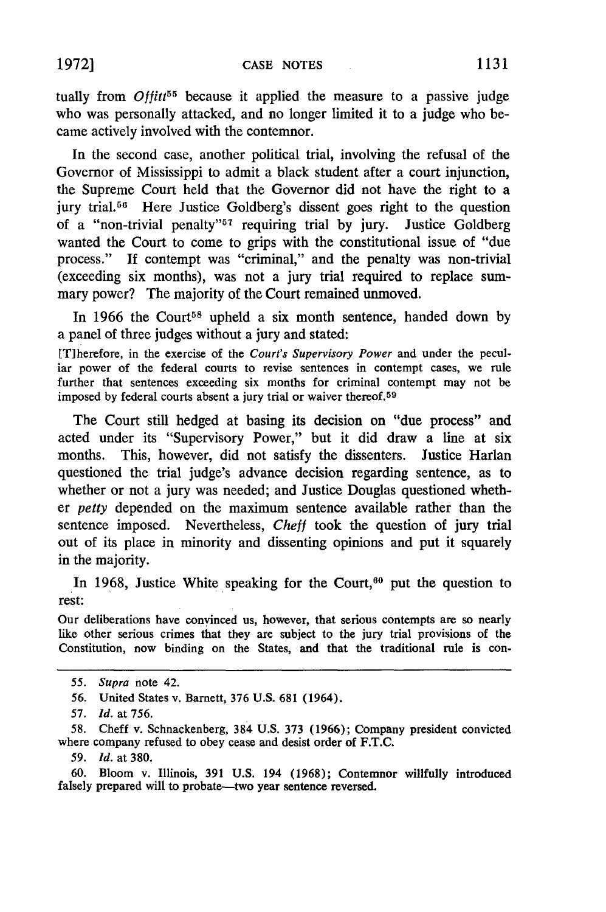tually from *Offutt*[55] because it applied the measure to a passive judge who was personally attacked, and no longer limited it to a judge who became actively involved with the contemnor.

In the second case, another political trial, involving the refusal of the Governor of Mississippi to admit a black student after a court injunction, the Supreme Court held that the Governor did not have the right to a jury trial.[56] Here Justice Goldberg's dissent goes right to the question of a "non-trivial penalty"[57] requiring trial by jury. Justice Goldberg wanted the Court to come to grips with the constitutional issue of "due process." If contempt was "criminal," and the penalty was non-trivial (exceeding six months), was not a jury trial required to replace summary power? The majority of the Court remained unmoved.

In 1966 the Court[58] upheld a six month sentence, handed down by a panel of three judges without a jury and stated:

> [T]herefore, in the exercise of the *Court's Supervisory Power* and under the peculiar power of the federal courts to revise sentences in contempt cases, we rule further that sentences exceeding six months for criminal contempt may not be imposed by federal courts absent a jury trial or waiver thereof.[59]

The Court still hedged at basing its decision on "due process" and acted under its "Supervisory Power," but it did draw a line at six months. This, however, did not satisfy the dissenters. Justice Harlan questioned the trial judge's advance decision regarding sentence, as to whether or not a jury was needed; and Justice Douglas questioned whether *petty* depended on the maximum sentence available rather than the sentence imposed. Nevertheless, *Cheff* took the question of jury trial out of its place in minority and dissenting opinions and put it squarely in the majority.

In 1968, Justice White speaking for the Court,[60] put the question to rest:

> Our deliberations have convinced us, however, that serious contempts are so nearly like other serious crimes that they are subject to the jury trial provisions of the Constitution, now binding on the States, and that the traditional rule is con-

---

55. *Supra* note 42.

56. United States v. Barnett, 376 U.S. 681 (1964).

57. *Id.* at 756.

58. Cheff v. Schnackenberg, 384 U.S. 373 (1966); Company president convicted where company refused to obey cease and desist order of F.T.C.

59. *Id.* at 380.

60. Bloom v. Illinois, 391 U.S. 194 (1968); Contemnor willfully introduced falsely prepared will to probate—two year sentence reversed.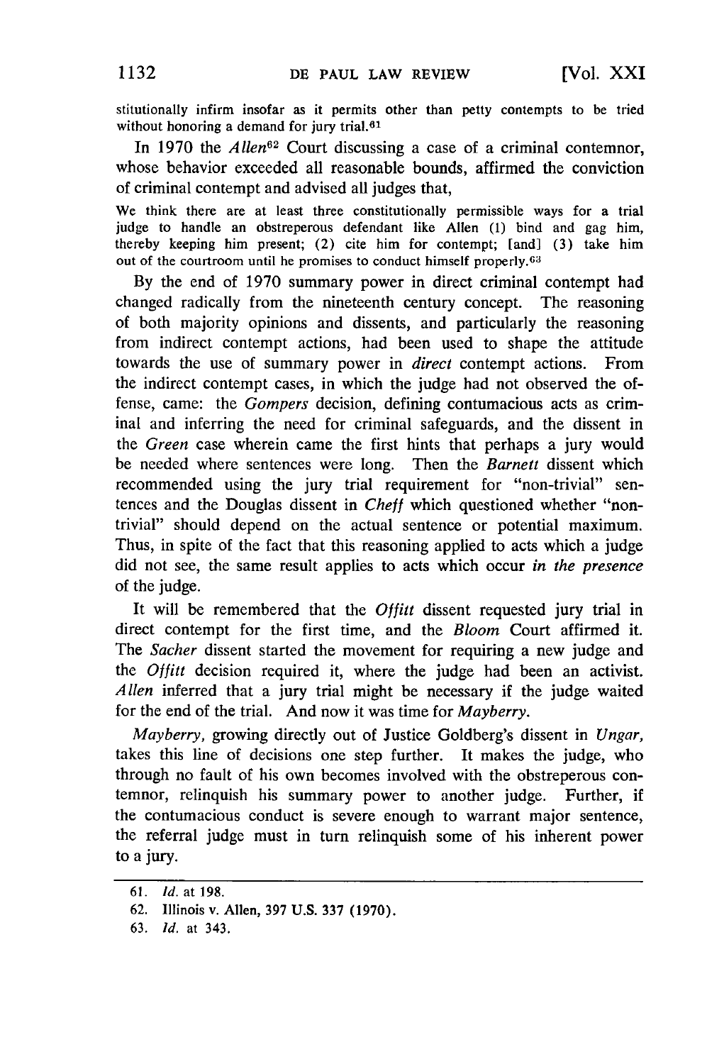stitutionally infirm insofar as it permits other than petty contempts to be tried without honoring a demand for jury trial.[61]

In 1970 the *Allen*[62] Court discussing a case of a criminal contemnor, whose behavior exceeded all reasonable bounds, affirmed the conviction of criminal contempt and advised all judges that,

> We think there are at least three constitutionally permissible ways for a trial judge to handle an obstreperous defendant like Allen (1) bind and gag him, thereby keeping him present; (2) cite him for contempt; [and] (3) take him out of the courtroom until he promises to conduct himself properly.[63]

By the end of 1970 summary power in direct criminal contempt had changed radically from the nineteenth century concept. The reasoning of both majority opinions and dissents, and particularly the reasoning from indirect contempt actions, had been used to shape the attitude towards the use of summary power in *direct* contempt actions. From the indirect contempt cases, in which the judge had not observed the offense, came: the *Gompers* decision, defining contumacious acts as criminal and inferring the need for criminal safeguards, and the dissent in the *Green* case wherein came the first hints that perhaps a jury would be needed where sentences were long. Then the *Barnett* dissent which recommended using the jury trial requirement for "non-trivial" sentences and the Douglas dissent in *Cheff* which questioned whether "non-trivial" should depend on the actual sentence or potential maximum. Thus, in spite of the fact that this reasoning applied to acts which a judge did not see, the same result applies to acts which occur *in the presence* of the judge.

It will be remembered that the *Offitt* dissent requested jury trial in direct contempt for the first time, and the *Bloom* Court affirmed it. The *Sacher* dissent started the movement for requiring a new judge and the *Offitt* decision required it, where the judge had been an activist. *Allen* inferred that a jury trial might be necessary if the judge waited for the end of the trial. And now it was time for *Mayberry*.

*Mayberry*, growing directly out of Justice Goldberg's dissent in *Ungar*, takes this line of decisions one step further. It makes the judge, who through no fault of his own becomes involved with the obstreperous contemnor, relinquish his summary power to another judge. Further, if the contumacious conduct is severe enough to warrant major sentence, the referral judge must in turn relinquish some of his inherent power to a jury.

---

61. *Id.* at 198.

62. Illinois v. Allen, 397 U.S. 337 (1970).

63. *Id.* at 343.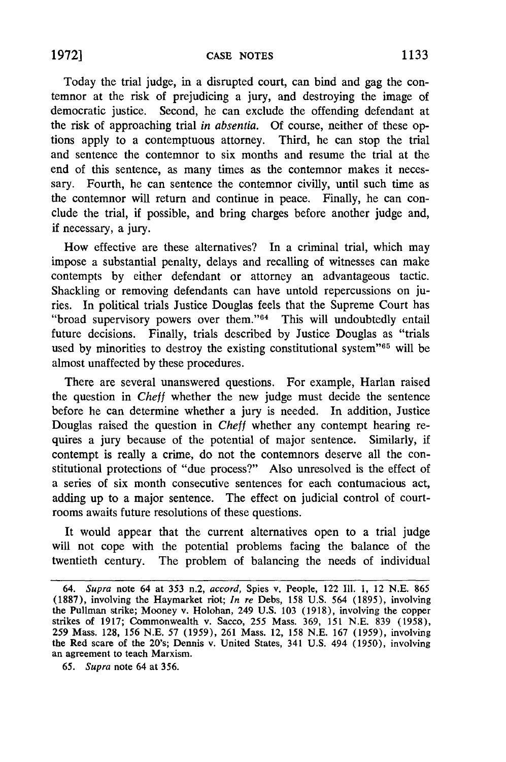Today the trial judge, in a disrupted court, can bind and gag the contemnor at the risk of prejudicing a jury, and destroying the image of democratic justice. Second, he can exclude the offending defendant at the risk of approaching trial *in absentia*. Of course, neither of these options apply to a contemptuous attorney. Third, he can stop the trial and sentence the contemnor to six months and resume the trial at the end of this sentence, as many times as the contemnor makes it necessary. Fourth, he can sentence the contemnor civilly, until such time as the contemnor will return and continue in peace. Finally, he can conclude the trial, if possible, and bring charges before another judge and, if necessary, a jury.

How effective are these alternatives? In a criminal trial, which may impose a substantial penalty, delays and recalling of witnesses can make contempts by either defendant or attorney an advantageous tactic. Shackling or removing defendants can have untold repercussions on juries. In political trials Justice Douglas feels that the Supreme Court has "broad supervisory powers over them."[64] This will undoubtedly entail future decisions. Finally, trials described by Justice Douglas as "trials used by minorities to destroy the existing constitutional system"[65] will be almost unaffected by these procedures.

There are several unanswered questions. For example, Harlan raised the question in *Cheff* whether the new judge must decide the sentence before he can determine whether a jury is needed. In addition, Justice Douglas raised the question in *Cheff* whether any contempt hearing requires a jury because of the potential of major sentence. Similarly, if contempt is really a crime, do not the contemnors deserve all the constitutional protections of "due process?" Also unresolved is the effect of a series of six month consecutive sentences for each contumacious act, adding up to a major sentence. The effect on judicial control of courtrooms awaits future resolutions of these questions.

It would appear that the current alternatives open to a trial judge will not cope with the potential problems facing the balance of the twentieth century. The problem of balancing the needs of individual

---

64. *Supra* note 64 at 353 n.2, *accord*, Spies v. People, 122 Ill. 1, 12 N.E. 865 (1887), involving the Haymarket riot; *In re* Debs, 158 U.S. 564 (1895), involving the Pullman strike; Mooney v. Holohan, 249 U.S. 103 (1918), involving the copper strikes of 1917; Commonwealth v. Sacco, 255 Mass. 369, 151 N.E. 839 (1958), 259 Mass. 128, 156 N.E. 57 (1959), 261 Mass. 12, 158 N.E. 167 (1959), involving the Red scare of the 20's; Dennis v. United States, 341 U.S. 494 (1950), involving an agreement to teach Marxism.

65. *Supra* note 64 at 356.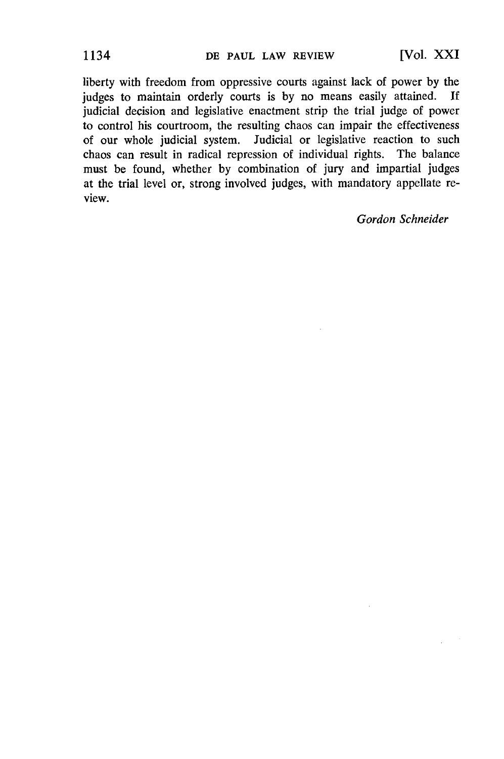liberty with freedom from oppressive courts against lack of power by the judges to maintain orderly courts is by no means easily attained. If judicial decision and legislative enactment strip the trial judge of power to control his courtroom, the resulting chaos can impair the effectiveness of our whole judicial system. Judicial or legislative reaction to such chaos can result in radical repression of individual rights. The balance must be found, whether by combination of jury and impartial judges at the trial level or, strong involved judges, with mandatory appellate review.

*Gordon Schneider*